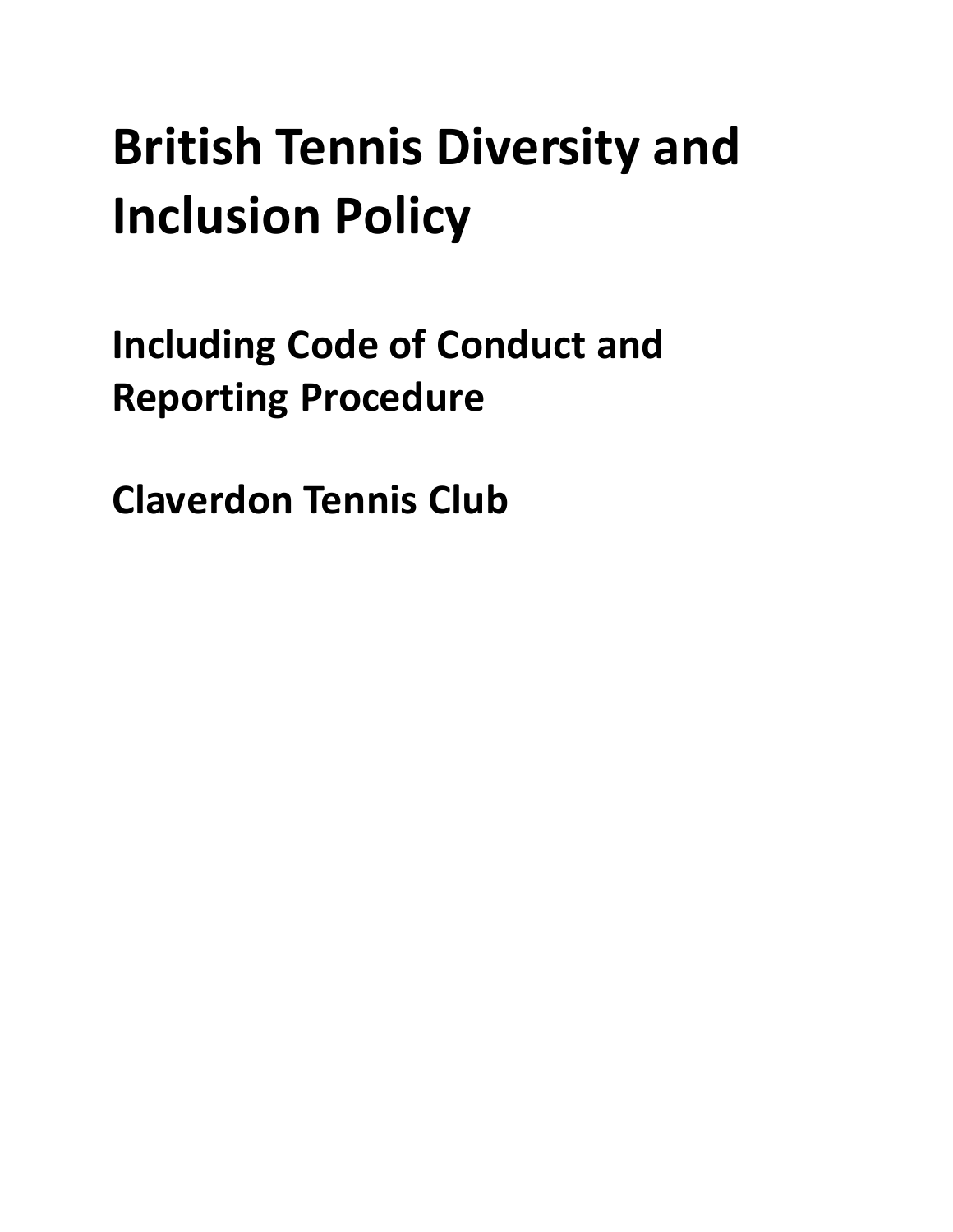# British Tennis Diversity and Inclusion Policy

## Including Code of Conduct and Reporting Procedure

## Claverdon Tennis Club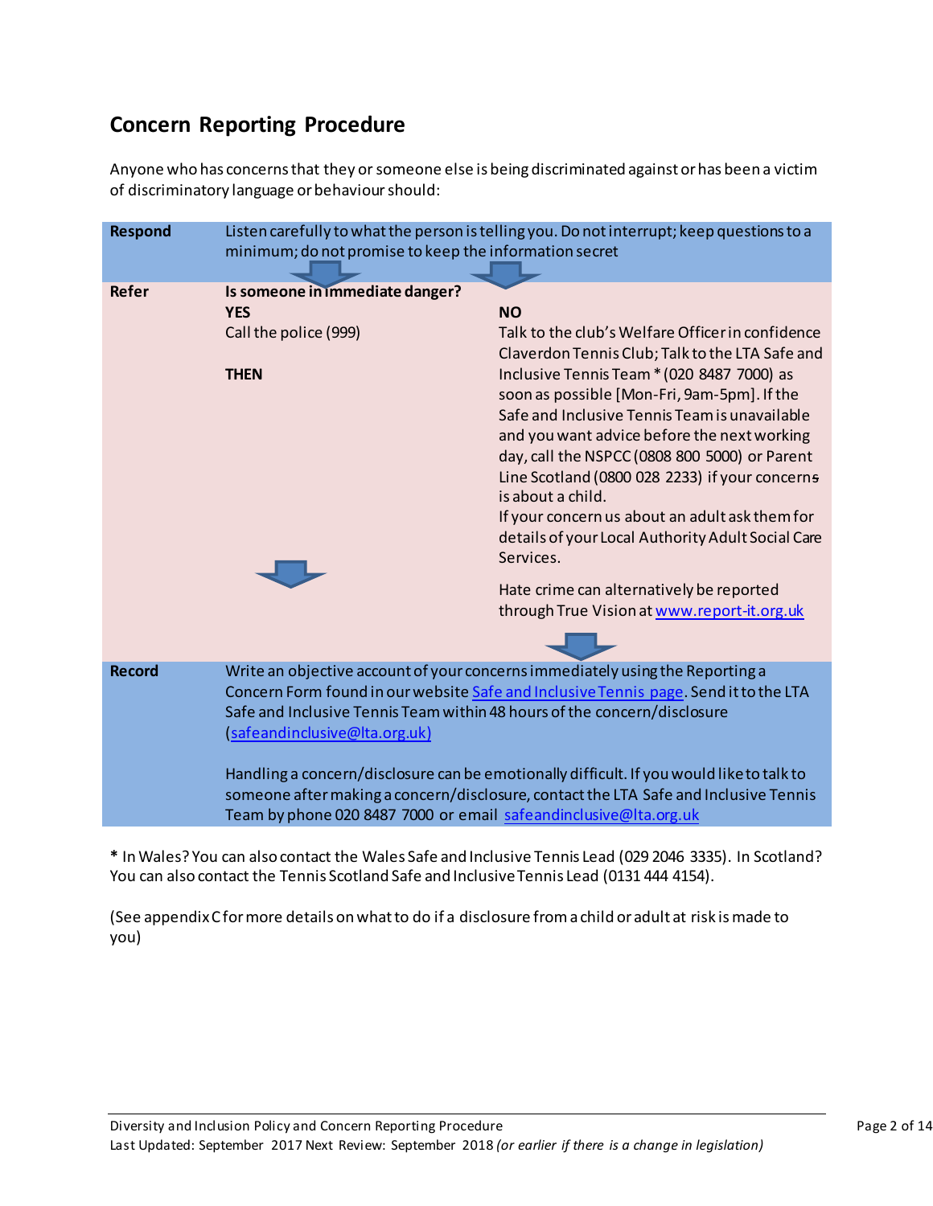## Concern Reporting Procedure

Anyone who has concerns that they or someone else is being discriminated against or has been a victim of discriminatory language or behaviour should:

| | | |
|---|---|---|
| **Respond** | Listen carefully to what the person is telling you. Do not interrupt; keep questions to a minimum; do not promise to keep the information secret | |
| **Refer** | **Is someone in immediate danger?**<br>**YES**<br>Call the police (999)<br><br>**THEN** | **NO**<br>Talk to the club's Welfare Officer in confidence Claverdon Tennis Club; Talk to the LTA Safe and Inclusive Tennis Team * (020 8487 7000) as soon as possible [Mon-Fri, 9am-5pm]. If the Safe and Inclusive Tennis Team is unavailable and you want advice before the next working day, call the NSPCC (0808 800 5000) or Parent Line Scotland (0800 028 2233) if your concerns is about a child.<br>If your concern us about an adult ask them for details of your Local Authority Adult Social Care Services.<br><br>Hate crime can alternatively be reported through True Vision at [www.report-it.org.uk](http://www.report-it.org.uk) |
| **Record** | Write an objective account of your concerns immediately using the Reporting a Concern Form found in our website [Safe and Inclusive Tennis page](). Send it to the LTA Safe and Inclusive Tennis Team within 48 hours of the concern/disclosure ([safeandinclusive@lta.org.uk](mailto:safeandinclusive@lta.org.uk))<br><br>Handling a concern/disclosure can be emotionally difficult. If you would like to talk to someone after making a concern/disclosure, contact the LTA Safe and Inclusive Tennis Team by phone 020 8487 7000 or email [safeandinclusive@lta.org.uk](mailto:safeandinclusive@lta.org.uk) | |

**\*** In Wales? You can also contact the Wales Safe and Inclusive Tennis Lead (029 2046 3335). In Scotland? You can also contact the Tennis Scotland Safe and Inclusive Tennis Lead (0131 444 4154).

(See appendix C for more details on what to do if a disclosure from a child or adult at risk is made to you)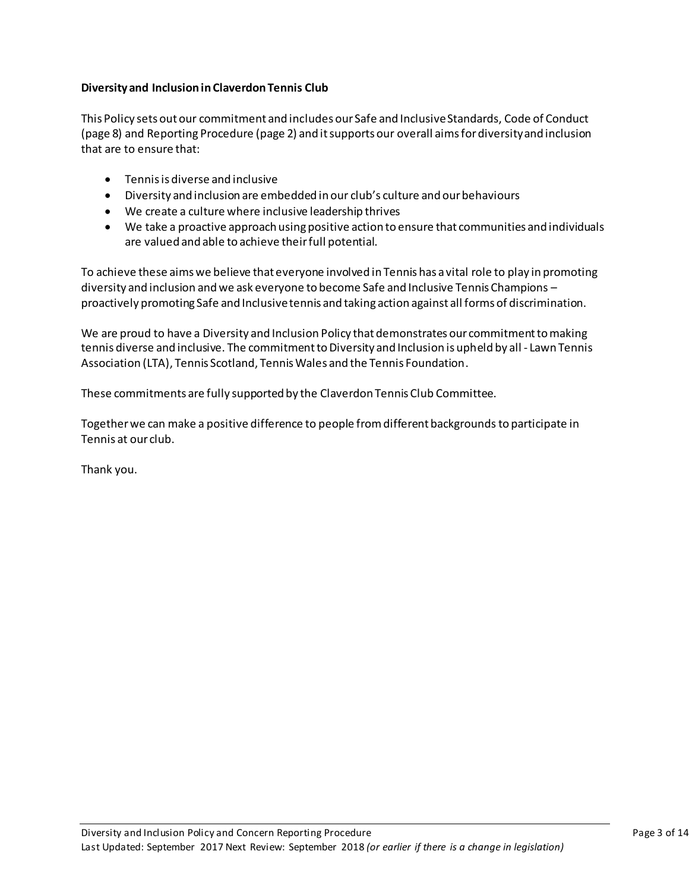**Diversity and Inclusion in Claverdon Tennis Club**

This Policy sets out our commitment and includes our Safe and Inclusive Standards, Code of Conduct (page 8) and Reporting Procedure (page 2) and it supports our overall aims for diversity and inclusion that are to ensure that:

- Tennis is diverse and inclusive
- Diversity and inclusion are embedded in our club's culture and our behaviours
- We create a culture where inclusive leadership thrives
- We take a proactive approach using positive action to ensure that communities and individuals are valued and able to achieve their full potential.

To achieve these aims we believe that everyone involved in Tennis has a vital role to play in promoting diversity and inclusion and we ask everyone to become Safe and Inclusive Tennis Champions – proactively promoting Safe and Inclusive tennis and taking action against all forms of discrimination.

We are proud to have a Diversity and Inclusion Policy that demonstrates our commitment to making tennis diverse and inclusive. The commitment to Diversity and Inclusion is upheld by all - Lawn Tennis Association (LTA), Tennis Scotland, Tennis Wales and the Tennis Foundation.

These commitments are fully supported by the Claverdon Tennis Club Committee.

Together we can make a positive difference to people from different backgrounds to participate in Tennis at our club.

Thank you.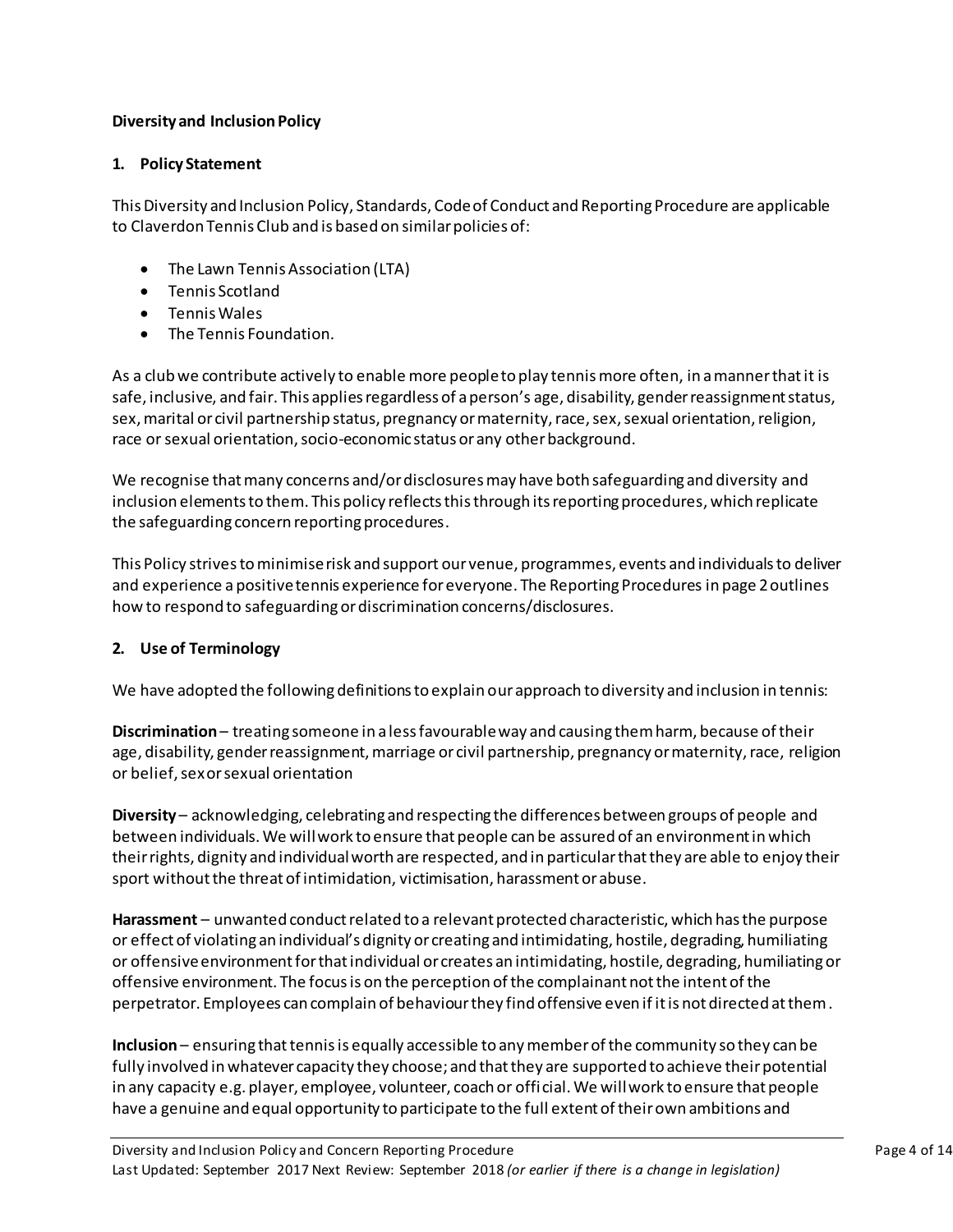**Diversity and Inclusion Policy**

**1. Policy Statement**

This Diversity and Inclusion Policy, Standards, Code of Conduct and Reporting Procedure are applicable to Claverdon Tennis Club and is based on similar policies of:

- The Lawn Tennis Association (LTA)
- Tennis Scotland
- Tennis Wales
- The Tennis Foundation.

As a club we contribute actively to enable more people to play tennis more often, in a manner that it is safe, inclusive, and fair. This applies regardless of a person's age, disability, gender reassignment status, sex, marital or civil partnership status, pregnancy or maternity, race, sex, sexual orientation, religion, race or sexual orientation, socio-economic status or any other background.

We recognise that many concerns and/or disclosures may have both safeguarding and diversity and inclusion elements to them. This policy reflects this through its reporting procedures, which replicate the safeguarding concern reporting procedures.

This Policy strives to minimise risk and support our venue, programmes, events and individuals to deliver and experience a positive tennis experience for everyone. The Reporting Procedures in page 2 outlines how to respond to safeguarding or discrimination concerns/disclosures.

**2. Use of Terminology**

We have adopted the following definitions to explain our approach to diversity and inclusion in tennis:

**Discrimination** – treating someone in a less favourable way and causing them harm, because of their age, disability, gender reassignment, marriage or civil partnership, pregnancy or maternity, race, religion or belief, sex or sexual orientation

**Diversity** – acknowledging, celebrating and respecting the differences between groups of people and between individuals. We will work to ensure that people can be assured of an environment in which their rights, dignity and individual worth are respected, and in particular that they are able to enjoy their sport without the threat of intimidation, victimisation, harassment or abuse.

**Harassment** – unwanted conduct related to a relevant protected characteristic, which has the purpose or effect of violating an individual's dignity or creating and intimidating, hostile, degrading, humiliating or offensive environment for that individual or creates an intimidating, hostile, degrading, humiliating or offensive environment. The focus is on the perception of the complainant not the intent of the perpetrator. Employees can complain of behaviour they find offensive even if it is not directed at them.

**Inclusion** – ensuring that tennis is equally accessible to any member of the community so they can be fully involved in whatever capacity they choose; and that they are supported to achieve their potential in any capacity e.g. player, employee, volunteer, coach or official. We will work to ensure that people have a genuine and equal opportunity to participate to the full extent of their own ambitions and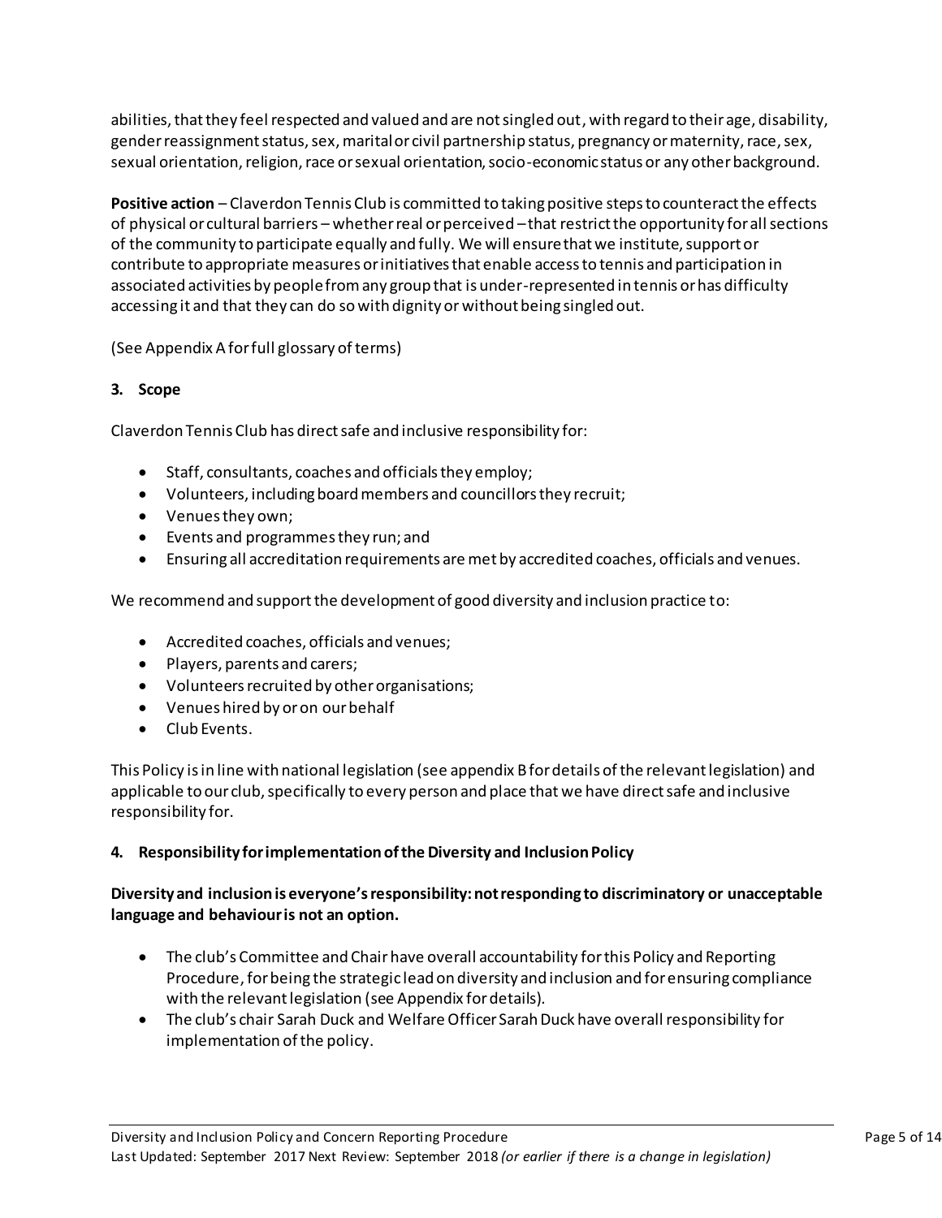abilities, that they feel respected and valued and are not singled out, with regard to their age, disability, gender reassignment status, sex, marital or civil partnership status, pregnancy or maternity, race, sex, sexual orientation, religion, race or sexual orientation, socio-economic status or any other background.

**Positive action** – Claverdon Tennis Club is committed to taking positive steps to counteract the effects of physical or cultural barriers – whether real or perceived – that restrict the opportunity for all sections of the community to participate equally and fully. We will ensure that we institute, support or contribute to appropriate measures or initiatives that enable access to tennis and participation in associated activities by people from any group that is under-represented in tennis or has difficulty accessing it and that they can do so with dignity or without being singled out.

(See Appendix A for full glossary of terms)

### 3. Scope

Claverdon Tennis Club has direct safe and inclusive responsibility for:

- Staff, consultants, coaches and officials they employ;
- Volunteers, including board members and councillors they recruit;
- Venues they own;
- Events and programmes they run; and
- Ensuring all accreditation requirements are met by accredited coaches, officials and venues.

We recommend and support the development of good diversity and inclusion practice to:

- Accredited coaches, officials and venues;
- Players, parents and carers;
- Volunteers recruited by other organisations;
- Venues hired by or on our behalf
- Club Events.

This Policy is in line with national legislation (see appendix B for details of the relevant legislation) and applicable to our club, specifically to every person and place that we have direct safe and inclusive responsibility for.

### 4. Responsibility for implementation of the Diversity and Inclusion Policy

**Diversity and inclusion is everyone's responsibility: not responding to discriminatory or unacceptable language and behaviour is not an option.**

- The club's Committee and Chair have overall accountability for this Policy and Reporting Procedure, for being the strategic lead on diversity and inclusion and for ensuring compliance with the relevant legislation (see Appendix for details).
- The club's chair Sarah Duck and Welfare Officer Sarah Duck have overall responsibility for implementation of the policy.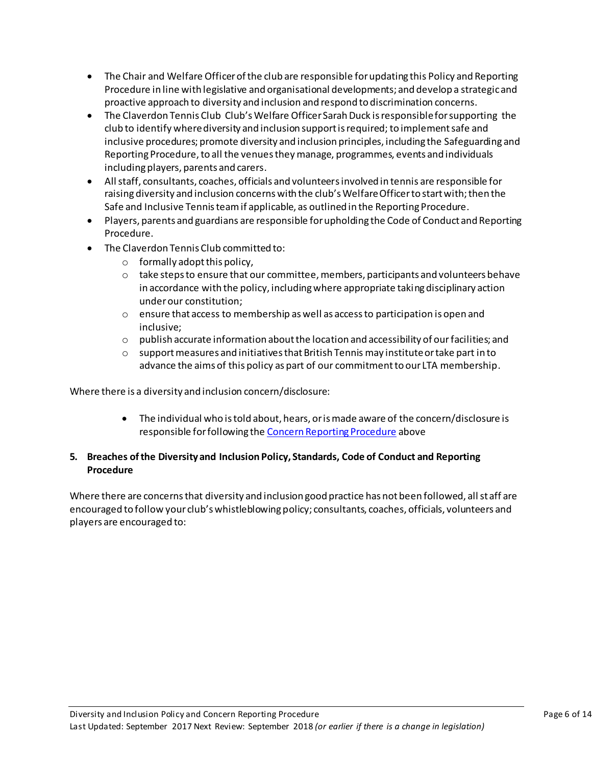- The Chair and Welfare Officer of the club are responsible for updating this Policy and Reporting Procedure in line with legislative and organisational developments; and develop a strategic and proactive approach to diversity and inclusion and respond to discrimination concerns.
- The Claverdon Tennis Club Club's Welfare Officer Sarah Duck is responsible for supporting the club to identify where diversity and inclusion support is required; to implement safe and inclusive procedures; promote diversity and inclusion principles, including the Safeguarding and Reporting Procedure, to all the venues they manage, programmes, events and individuals including players, parents and carers.
- All staff, consultants, coaches, officials and volunteers involved in tennis are responsible for raising diversity and inclusion concerns with the club's Welfare Officer to start with; then the Safe and Inclusive Tennis team if applicable, as outlined in the Reporting Procedure.
- Players, parents and guardians are responsible for upholding the Code of Conduct and Reporting Procedure.
- The Claverdon Tennis Club committed to:
  - formally adopt this policy,
  - take steps to ensure that our committee, members, participants and volunteers behave in accordance with the policy, including where appropriate taking disciplinary action under our constitution;
  - ensure that access to membership as well as access to participation is open and inclusive;
  - publish accurate information about the location and accessibility of our facilities; and
  - support measures and initiatives that British Tennis may institute or take part in to advance the aims of this policy as part of our commitment to our LTA membership.

Where there is a diversity and inclusion concern/disclosure:

- The individual who is told about, hears, or is made aware of the concern/disclosure is responsible for following the Concern Reporting Procedure above

## 5. Breaches of the Diversity and Inclusion Policy, Standards, Code of Conduct and Reporting Procedure

Where there are concerns that diversity and inclusion good practice has not been followed, all staff are encouraged to follow your club's whistleblowing policy; consultants, coaches, officials, volunteers and players are encouraged to: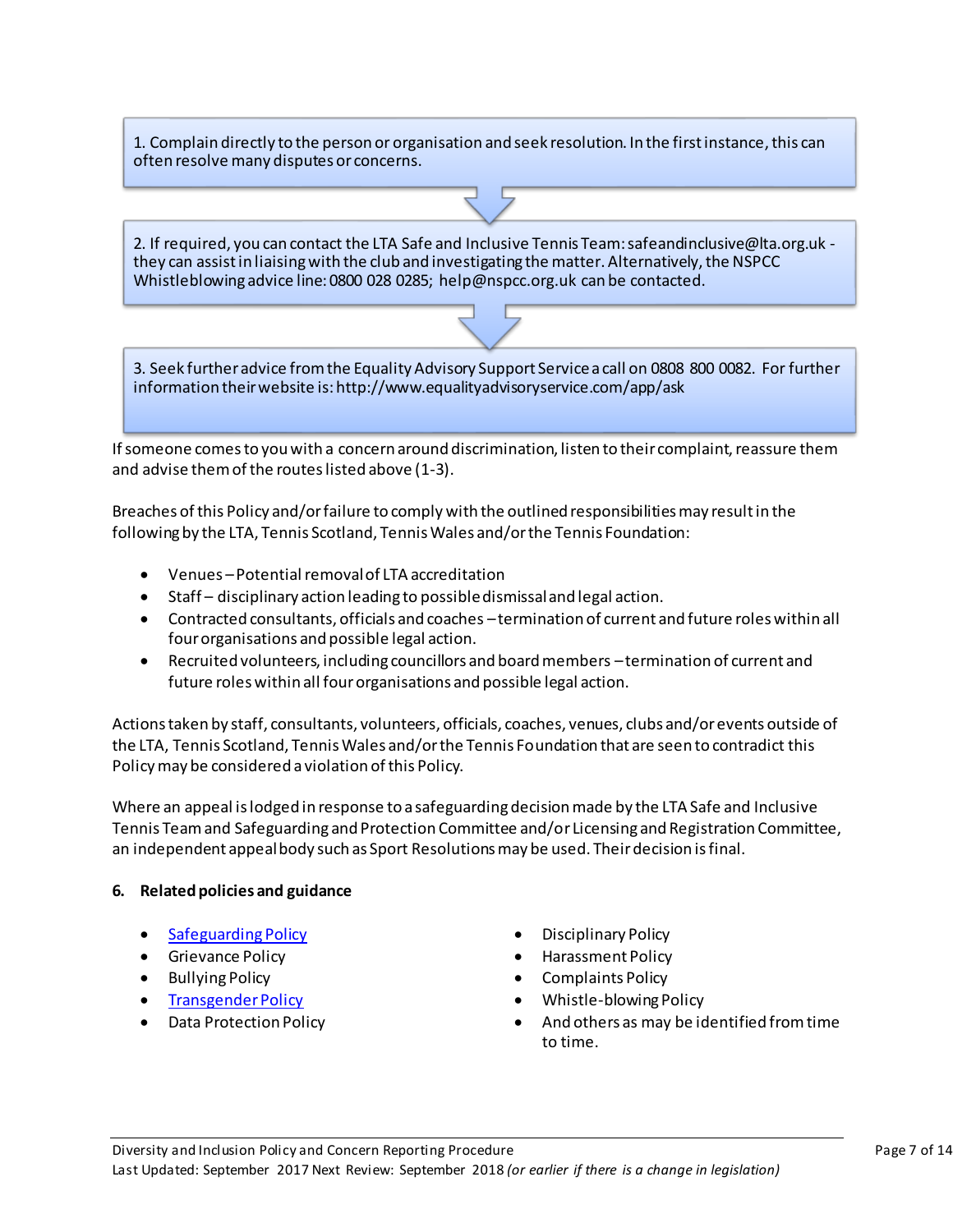1. Complain directly to the person or organisation and seek resolution. In the first instance, this can often resolve many disputes or concerns.

2. If required, you can contact the LTA Safe and Inclusive Tennis Team: safeandinclusive@lta.org.uk - they can assist in liaising with the club and investigating the matter. Alternatively, the NSPCC Whistleblowing advice line: 0800 028 0285; help@nspcc.org.uk can be contacted.

3. Seek further advice from the Equality Advisory Support Service a call on 0808 800 0082. For further information their website is: http://www.equalityadvisoryservice.com/app/ask

If someone comes to you with a concern around discrimination, listen to their complaint, reassure them and advise them of the routes listed above (1-3).

Breaches of this Policy and/or failure to comply with the outlined responsibilities may result in the following by the LTA, Tennis Scotland, Tennis Wales and/or the Tennis Foundation:

- Venues – Potential removal of LTA accreditation
- Staff – disciplinary action leading to possible dismissal and legal action.
- Contracted consultants, officials and coaches – termination of current and future roles within all four organisations and possible legal action.
- Recruited volunteers, including councillors and board members – termination of current and future roles within all four organisations and possible legal action.

Actions taken by staff, consultants, volunteers, officials, coaches, venues, clubs and/or events outside of the LTA, Tennis Scotland, Tennis Wales and/or the Tennis Foundation that are seen to contradict this Policy may be considered a violation of this Policy.

Where an appeal is lodged in response to a safeguarding decision made by the LTA Safe and Inclusive Tennis Team and Safeguarding and Protection Committee and/or Licensing and Registration Committee, an independent appeal body such as Sport Resolutions may be used. Their decision is final.

## 6. Related policies and guidance

- Safeguarding Policy
- Grievance Policy
- Bullying Policy
- Transgender Policy
- Data Protection Policy
- Disciplinary Policy
- Harassment Policy
- Complaints Policy
- Whistle-blowing Policy
- And others as may be identified from time to time.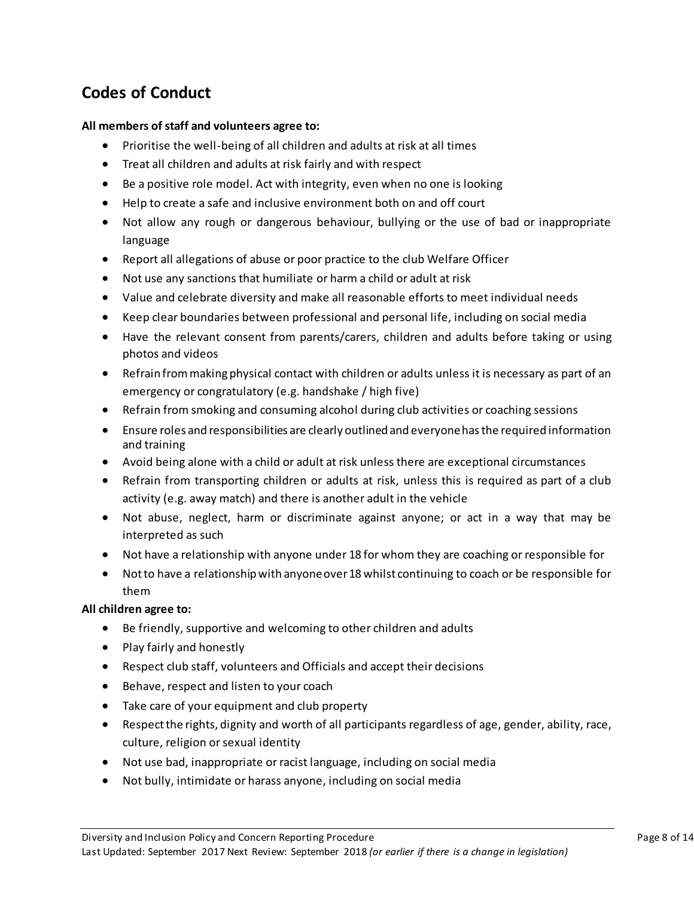## Codes of Conduct

**All members of staff and volunteers agree to:**

- Prioritise the well-being of all children and adults at risk at all times
- Treat all children and adults at risk fairly and with respect
- Be a positive role model. Act with integrity, even when no one is looking
- Help to create a safe and inclusive environment both on and off court
- Not allow any rough or dangerous behaviour, bullying or the use of bad or inappropriate language
- Report all allegations of abuse or poor practice to the club Welfare Officer
- Not use any sanctions that humiliate or harm a child or adult at risk
- Value and celebrate diversity and make all reasonable efforts to meet individual needs
- Keep clear boundaries between professional and personal life, including on social media
- Have the relevant consent from parents/carers, children and adults before taking or using photos and videos
- Refrain from making physical contact with children or adults unless it is necessary as part of an emergency or congratulatory (e.g. handshake / high five)
- Refrain from smoking and consuming alcohol during club activities or coaching sessions
- Ensure roles and responsibilities are clearly outlined and everyone has the required information and training
- Avoid being alone with a child or adult at risk unless there are exceptional circumstances
- Refrain from transporting children or adults at risk, unless this is required as part of a club activity (e.g. away match) and there is another adult in the vehicle
- Not abuse, neglect, harm or discriminate against anyone; or act in a way that may be interpreted as such
- Not have a relationship with anyone under 18 for whom they are coaching or responsible for
- Not to have a relationship with anyone over 18 whilst continuing to coach or be responsible for them

**All children agree to:**

- Be friendly, supportive and welcoming to other children and adults
- Play fairly and honestly
- Respect club staff, volunteers and Officials and accept their decisions
- Behave, respect and listen to your coach
- Take care of your equipment and club property
- Respect the rights, dignity and worth of all participants regardless of age, gender, ability, race, culture, religion or sexual identity
- Not use bad, inappropriate or racist language, including on social media
- Not bully, intimidate or harass anyone, including on social media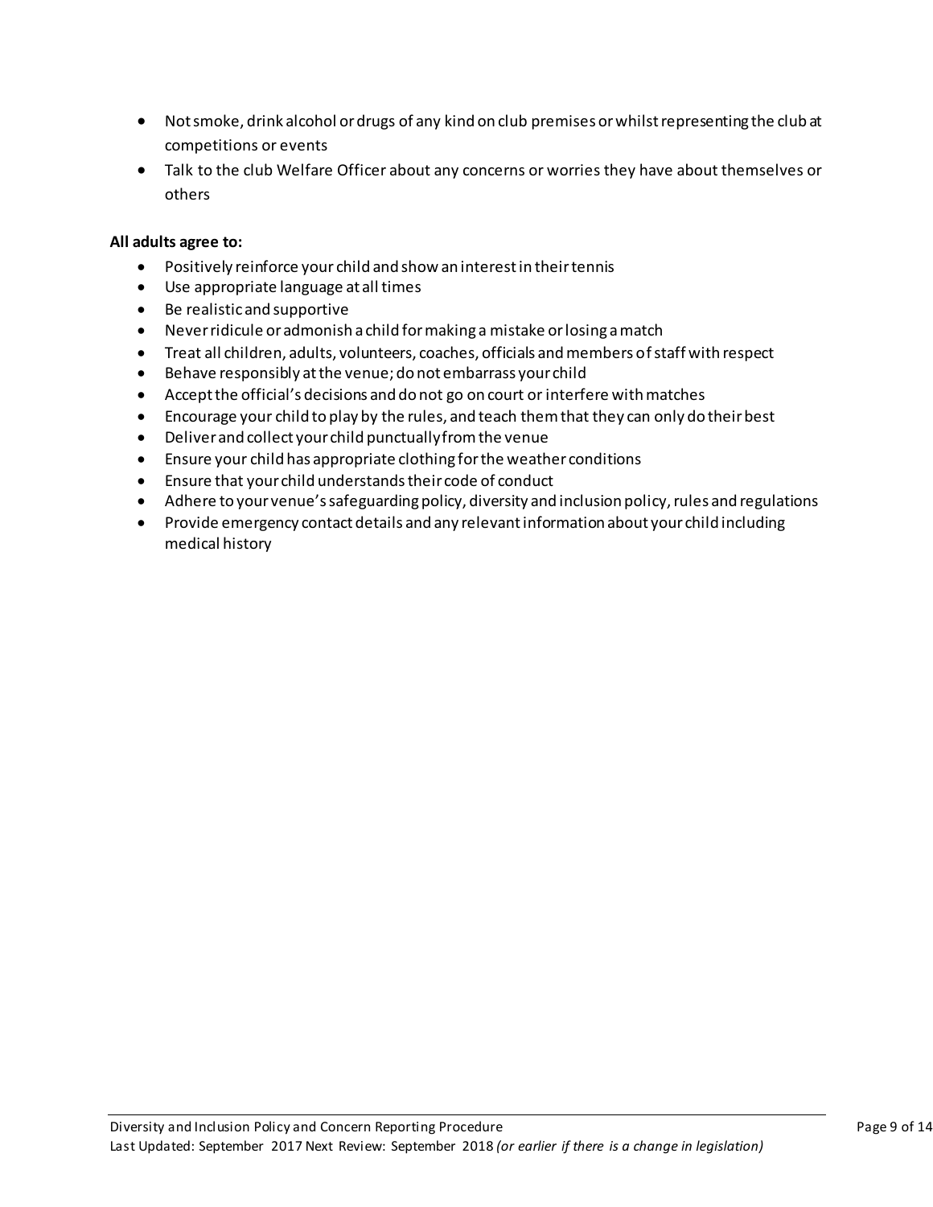- Not smoke, drink alcohol or drugs of any kind on club premises or whilst representing the club at competitions or events
- Talk to the club Welfare Officer about any concerns or worries they have about themselves or others

**All adults agree to:**

- Positively reinforce your child and show an interest in their tennis
- Use appropriate language at all times
- Be realistic and supportive
- Never ridicule or admonish a child for making a mistake or losing a match
- Treat all children, adults, volunteers, coaches, officials and members of staff with respect
- Behave responsibly at the venue; do not embarrass your child
- Accept the official's decisions and do not go on court or interfere with matches
- Encourage your child to play by the rules, and teach them that they can only do their best
- Deliver and collect your child punctually from the venue
- Ensure your child has appropriate clothing for the weather conditions
- Ensure that your child understands their code of conduct
- Adhere to your venue's safeguarding policy, diversity and inclusion policy, rules and regulations
- Provide emergency contact details and any relevant information about your child including medical history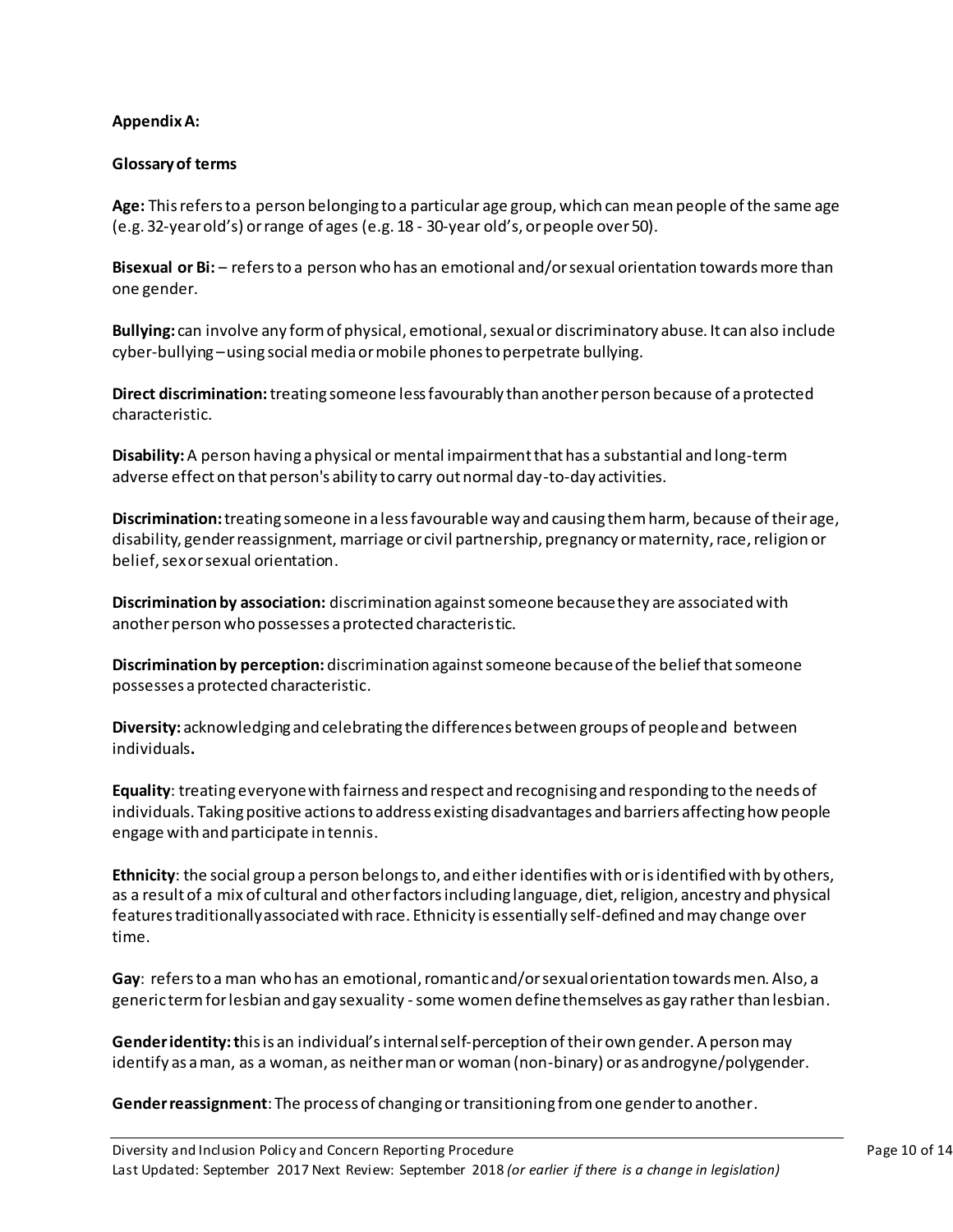**Appendix A:**

**Glossary of terms**

**Age:** This refers to a person belonging to a particular age group, which can mean people of the same age (e.g. 32-year old's) or range of ages (e.g. 18 - 30-year old's, or people over 50).

**Bisexual or Bi:** – refers to a person who has an emotional and/or sexual orientation towards more than one gender.

**Bullying:** can involve any form of physical, emotional, sexual or discriminatory abuse. It can also include cyber-bullying – using social media or mobile phones to perpetrate bullying.

**Direct discrimination:** treating someone less favourably than another person because of a protected characteristic.

**Disability:** A person having a physical or mental impairment that has a substantial and long-term adverse effect on that person's ability to carry out normal day-to-day activities.

**Discrimination:** treating someone in a less favourable way and causing them harm, because of their age, disability, gender reassignment, marriage or civil partnership, pregnancy or maternity, race, religion or belief, sex or sexual orientation.

**Discrimination by association:** discrimination against someone because they are associated with another person who possesses a protected characteristic.

**Discrimination by perception:** discrimination against someone because of the belief that someone possesses a protected characteristic.

**Diversity:** acknowledging and celebrating the differences between groups of people and between individuals**.**

**Equality**: treating everyone with fairness and respect and recognising and responding to the needs of individuals. Taking positive actions to address existing disadvantages and barriers affecting how people engage with and participate in tennis.

**Ethnicity**: the social group a person belongs to, and either identifies with or is identified with by others, as a result of a mix of cultural and other factors including language, diet, religion, ancestry and physical features traditionally associated with race. Ethnicity is essentially self-defined and may change over time.

**Gay**: refers to a man who has an emotional, romantic and/or sexual orientation towards men. Also, a generic term for lesbian and gay sexuality - some women define themselves as gay rather than lesbian.

**Gender identity: t**his is an individual's internal self-perception of their own gender. A person may identify as a man, as a woman, as neither man or woman (non-binary) or as androgyne/polygender.

**Gender reassignment**: The process of changing or transitioning from one gender to another.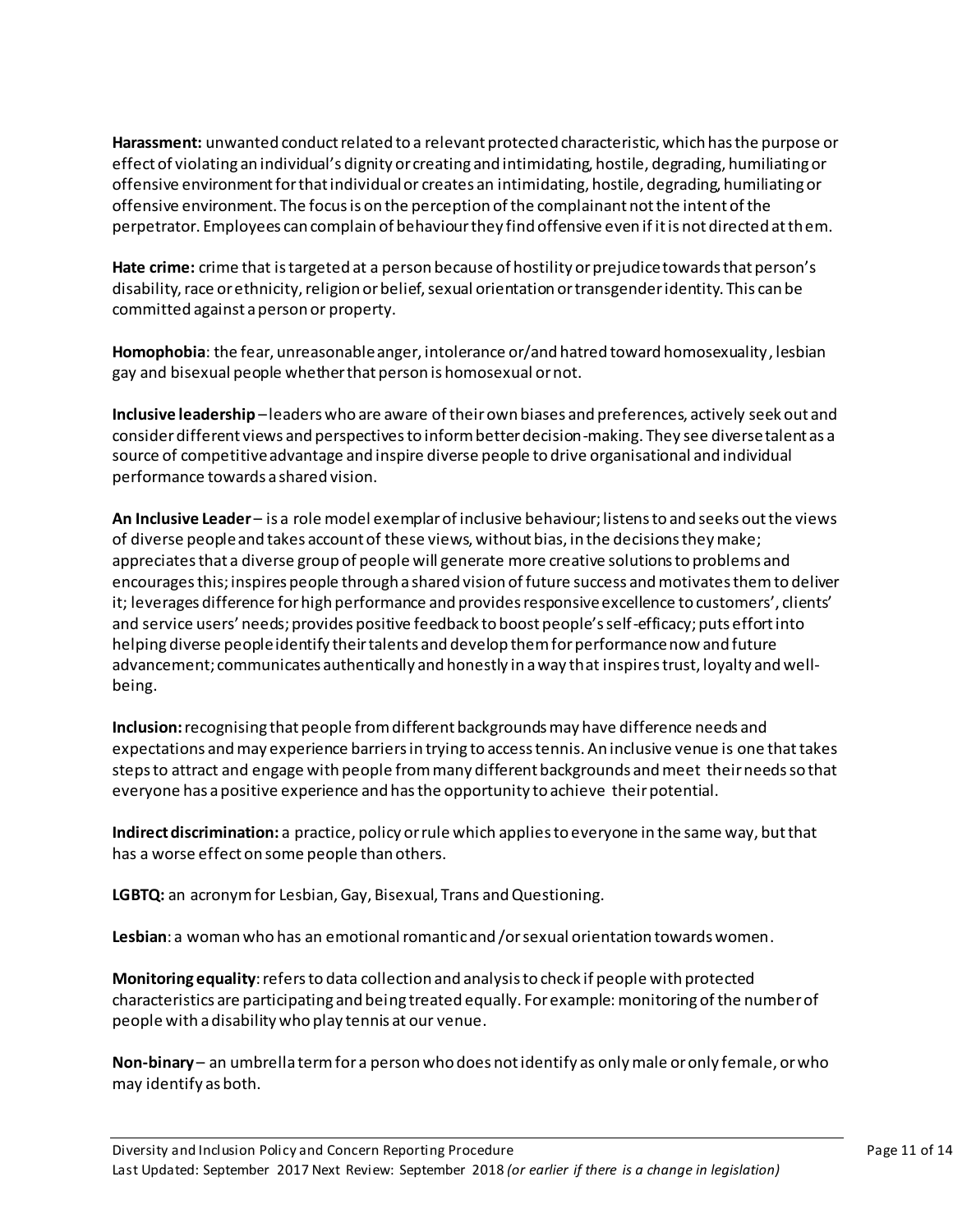**Harassment:** unwanted conduct related to a relevant protected characteristic, which has the purpose or effect of violating an individual's dignity or creating and intimidating, hostile, degrading, humiliating or offensive environment for that individual or creates an intimidating, hostile, degrading, humiliating or offensive environment. The focus is on the perception of the complainant not the intent of the perpetrator. Employees can complain of behaviour they find offensive even if it is not directed at them.

**Hate crime:** crime that is targeted at a person because of hostility or prejudice towards that person's disability, race or ethnicity, religion or belief, sexual orientation or transgender identity. This can be committed against a person or property.

**Homophobia**: the fear, unreasonable anger, intolerance or/and hatred toward homosexuality, lesbian gay and bisexual people whether that person is homosexual or not.

**Inclusive leadership** – leaders who are aware of their own biases and preferences, actively seek out and consider different views and perspectives to inform better decision-making. They see diverse talent as a source of competitive advantage and inspire diverse people to drive organisational and individual performance towards a shared vision.

**An Inclusive Leader** – is a role model exemplar of inclusive behaviour; listens to and seeks out the views of diverse people and takes account of these views, without bias, in the decisions they make; appreciates that a diverse group of people will generate more creative solutions to problems and encourages this; inspires people through a shared vision of future success and motivates them to deliver it; leverages difference for high performance and provides responsive excellence to customers', clients' and service users' needs; provides positive feedback to boost people's self-efficacy; puts effort into helping diverse people identify their talents and develop them for performance now and future advancement; communicates authentically and honestly in a way that inspires trust, loyalty and well-being.

**Inclusion:** recognising that people from different backgrounds may have difference needs and expectations and may experience barriers in trying to access tennis. An inclusive venue is one that takes steps to attract and engage with people from many different backgrounds and meet their needs so that everyone has a positive experience and has the opportunity to achieve their potential.

**Indirect discrimination:** a practice, policy or rule which applies to everyone in the same way, but that has a worse effect on some people than others.

**LGBTQ:** an acronym for Lesbian, Gay, Bisexual, Trans and Questioning.

**Lesbian**: a woman who has an emotional romantic and /or sexual orientation towards women.

**Monitoring equality**: refers to data collection and analysis to check if people with protected characteristics are participating and being treated equally. For example: monitoring of the number of people with a disability who play tennis at our venue.

**Non-binary** – an umbrella term for a person who does not identify as only male or only female, or who may identify as both.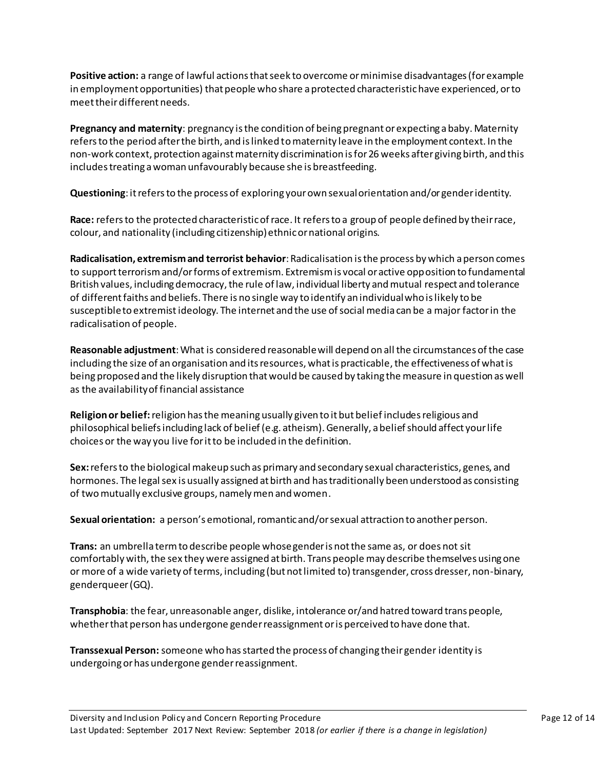**Positive action:** a range of lawful actions that seek to overcome or minimise disadvantages (for example in employment opportunities) that people who share a protected characteristic have experienced, or to meet their different needs.

**Pregnancy and maternity**: pregnancy is the condition of being pregnant or expecting a baby. Maternity refers to the period after the birth, and is linked to maternity leave in the employment context. In the non-work context, protection against maternity discrimination is for 26 weeks after giving birth, and this includes treating a woman unfavourably because she is breastfeeding.

**Questioning**: it refers to the process of exploring your own sexual orientation and/or gender identity.

**Race:** refers to the protected characteristic of race. It refers to a group of people defined by their race, colour, and nationality (including citizenship) ethnic or national origins.

**Radicalisation, extremism and terrorist behavior**: Radicalisation is the process by which a person comes to support terrorism and/or forms of extremism. Extremism is vocal or active opposition to fundamental British values, including democracy, the rule of law, individual liberty and mutual respect and tolerance of different faiths and beliefs. There is no single way to identify an individual who is likely to be susceptible to extremist ideology. The internet and the use of social media can be a major factor in the radicalisation of people.

**Reasonable adjustment**: What is considered reasonable will depend on all the circumstances of the case including the size of an organisation and its resources, what is practicable, the effectiveness of what is being proposed and the likely disruption that would be caused by taking the measure in question as well as the availability of financial assistance

**Religion or belief:** religion has the meaning usually given to it but belief includes religious and philosophical beliefs including lack of belief (e.g. atheism). Generally, a belief should affect your life choices or the way you live for it to be included in the definition.

**Sex:** refers to the biological makeup such as primary and secondary sexual characteristics, genes, and hormones. The legal sex is usually assigned at birth and has traditionally been understood as consisting of two mutually exclusive groups, namely men and women.

**Sexual orientation:** a person's emotional, romantic and/or sexual attraction to another person.

**Trans:** an umbrella term to describe people whose gender is not the same as, or does not sit comfortably with, the sex they were assigned at birth. Trans people may describe themselves using one or more of a wide variety of terms, including (but not limited to) transgender, cross dresser, non-binary, genderqueer (GQ).

**Transphobia**: the fear, unreasonable anger, dislike, intolerance or/and hatred toward trans people, whether that person has undergone gender reassignment or is perceived to have done that.

**Transsexual Person:** someone who has started the process of changing their gender identity is undergoing or has undergone gender reassignment.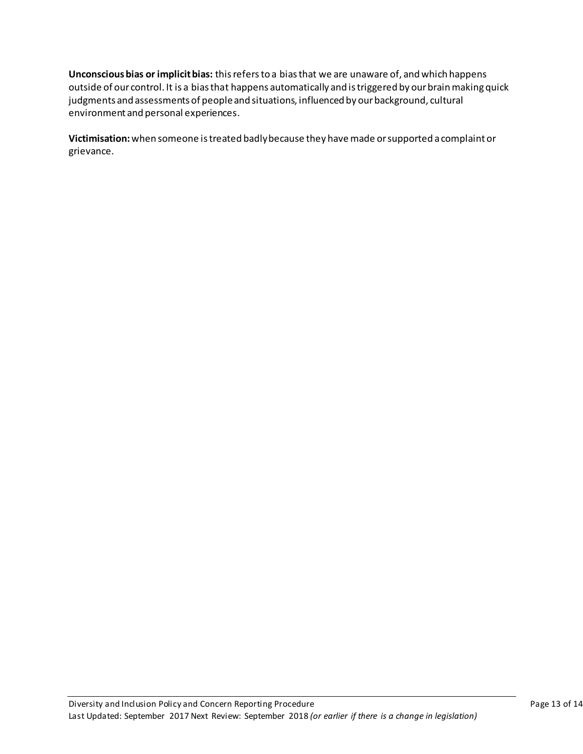**Unconscious bias or implicit bias:** this refers to a bias that we are unaware of, and which happens outside of our control. It is a bias that happens automatically and is triggered by our brain making quick judgments and assessments of people and situations, influenced by our background, cultural environment and personal experiences.

**Victimisation:** when someone is treated badly because they have made or supported a complaint or grievance.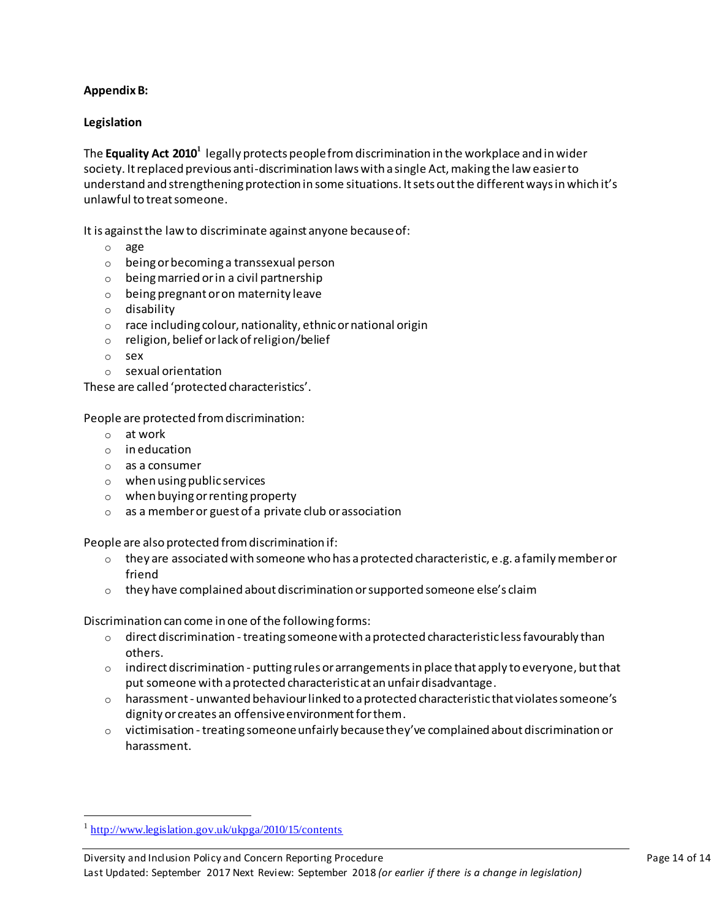**Appendix B:**

**Legislation**

The **Equality Act 2010**[1] legally protects people from discrimination in the workplace and in wider society. It replaced previous anti-discrimination laws with a single Act, making the law easier to understand and strengthening protection in some situations. It sets out the different ways in which it's unlawful to treat someone.

It is against the law to discriminate against anyone because of:

- age
- being or becoming a transsexual person
- being married or in a civil partnership
- being pregnant or on maternity leave
- disability
- race including colour, nationality, ethnic or national origin
- religion, belief or lack of religion/belief
- sex
- sexual orientation

These are called 'protected characteristics'.

People are protected from discrimination:

- at work
- in education
- as a consumer
- when using public services
- when buying or renting property
- as a member or guest of a private club or association

People are also protected from discrimination if:

- they are associated with someone who has a protected characteristic, e.g. a family member or friend
- they have complained about discrimination or supported someone else's claim

Discrimination can come in one of the following forms:

- direct discrimination - treating someone with a protected characteristic less favourably than others.
- indirect discrimination - putting rules or arrangements in place that apply to everyone, but that put someone with a protected characteristic at an unfair disadvantage.
- harassment - unwanted behaviour linked to a protected characteristic that violates someone's dignity or creates an offensive environment for them.
- victimisation - treating someone unfairly because they've complained about discrimination or harassment.

---

[1] http://www.legislation.gov.uk/ukpga/2010/15/contents

Diversity and Inclusion Policy and Concern Reporting Procedure
Last Updated: September 2017 Next Review: September 2018 *(or earlier if there is a change in legislation)*